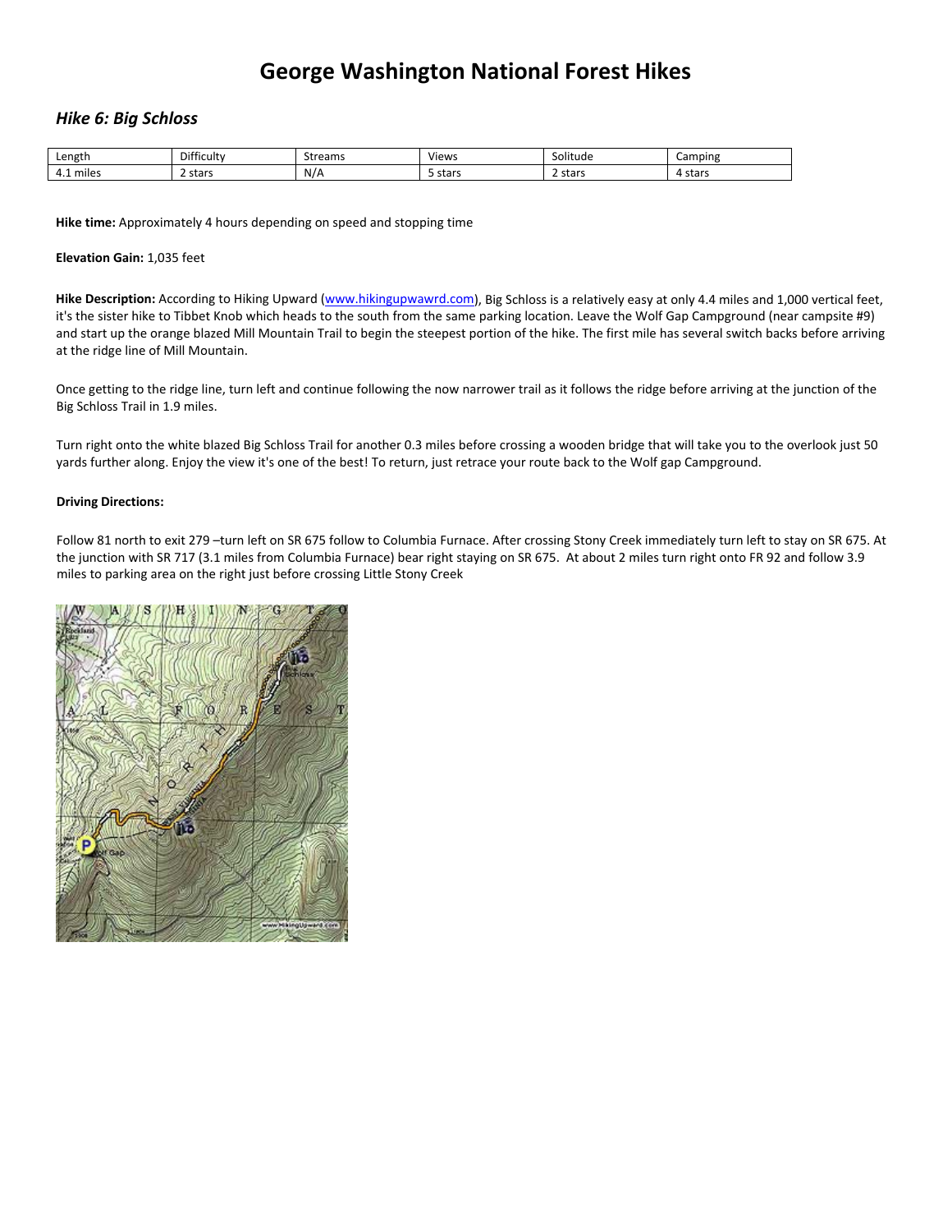# George Washington National Forest Hikes

## *Hike 6: Big Schloss*

| Length | Difficulty | Streams | Views | Solitude | Camping |
|---|---|---|---|---|---|
| 4.1 miles | 2 stars | N/A | 5 stars | 2 stars | 4 stars |

**Hike time:** Approximately 4 hours depending on speed and stopping time

**Elevation Gain:** 1,035 feet

**Hike Description:** According to Hiking Upward (www.hikingupwawrd.com), Big Schloss is a relatively easy at only 4.4 miles and 1,000 vertical feet, it's the sister hike to Tibbet Knob which heads to the south from the same parking location. Leave the Wolf Gap Campground (near campsite #9) and start up the orange blazed Mill Mountain Trail to begin the steepest portion of the hike. The first mile has several switch backs before arriving at the ridge line of Mill Mountain.

Once getting to the ridge line, turn left and continue following the now narrower trail as it follows the ridge before arriving at the junction of the Big Schloss Trail in 1.9 miles.

Turn right onto the white blazed Big Schloss Trail for another 0.3 miles before crossing a wooden bridge that will take you to the overlook just 50 yards further along. Enjoy the view it's one of the best! To return, just retrace your route back to the Wolf gap Campground.

**Driving Directions:**

Follow 81 north to exit 279 –turn left on SR 675 follow to Columbia Furnace. After crossing Stony Creek immediately turn left to stay on SR 675. At the junction with SR 717 (3.1 miles from Columbia Furnace) bear right staying on SR 675. At about 2 miles turn right onto FR 92 and follow 3.9 miles to parking area on the right just before crossing Little Stony Creek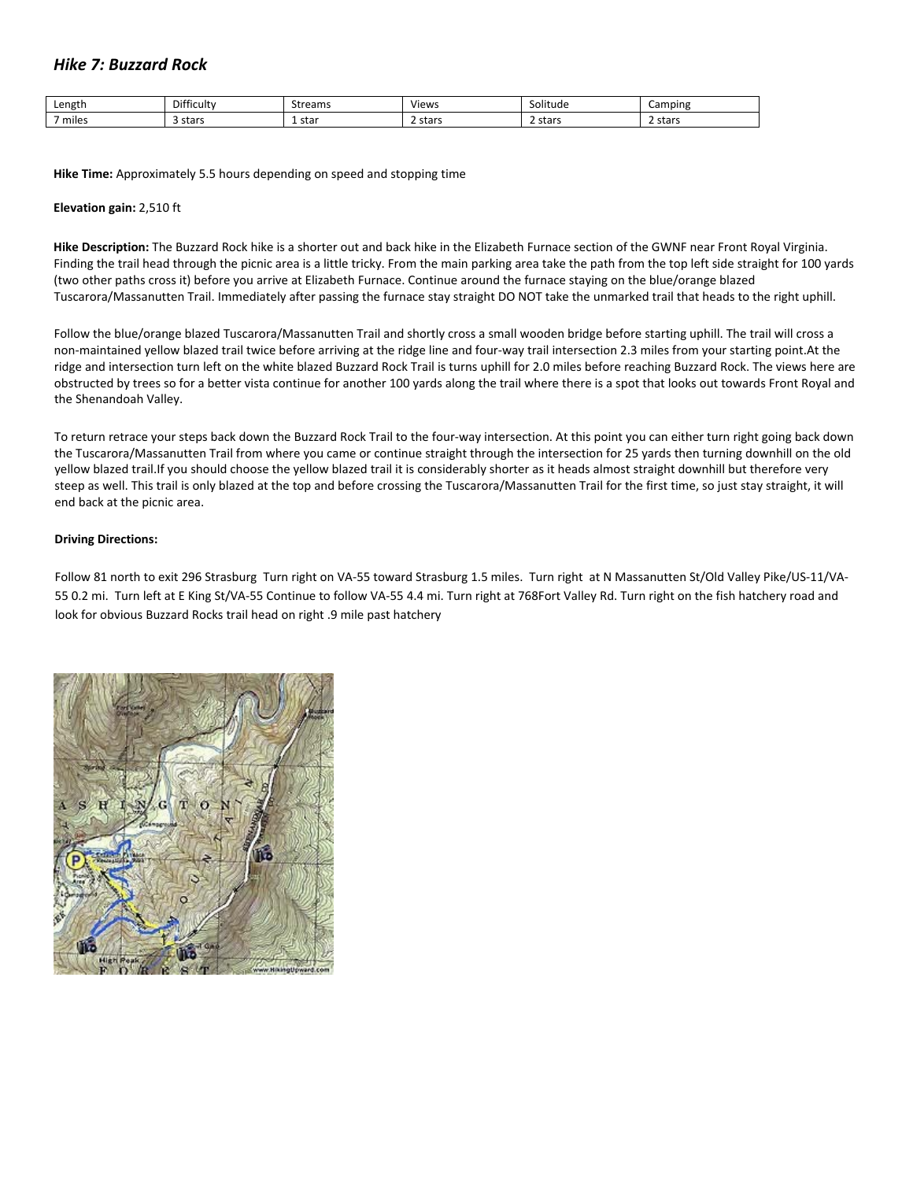## *Hike 7: Buzzard Rock*

| Length | Difficulty | Streams | Views | Solitude | Camping |
|---|---|---|---|---|---|
| 7 miles | 3 stars | 1 star | 2 stars | 2 stars | 2 stars |

**Hike Time:** Approximately 5.5 hours depending on speed and stopping time

**Elevation gain:** 2,510 ft

**Hike Description:** The Buzzard Rock hike is a shorter out and back hike in the Elizabeth Furnace section of the GWNF near Front Royal Virginia. Finding the trail head through the picnic area is a little tricky. From the main parking area take the path from the top left side straight for 100 yards (two other paths cross it) before you arrive at Elizabeth Furnace. Continue around the furnace staying on the blue/orange blazed Tuscarora/Massanutten Trail. Immediately after passing the furnace stay straight DO NOT take the unmarked trail that heads to the right uphill.

Follow the blue/orange blazed Tuscarora/Massanutten Trail and shortly cross a small wooden bridge before starting uphill. The trail will cross a non-maintained yellow blazed trail twice before arriving at the ridge line and four-way trail intersection 2.3 miles from your starting point.At the ridge and intersection turn left on the white blazed Buzzard Rock Trail is turns uphill for 2.0 miles before reaching Buzzard Rock. The views here are obstructed by trees so for a better vista continue for another 100 yards along the trail where there is a spot that looks out towards Front Royal and the Shenandoah Valley.

To return retrace your steps back down the Buzzard Rock Trail to the four-way intersection. At this point you can either turn right going back down the Tuscarora/Massanutten Trail from where you came or continue straight through the intersection for 25 yards then turning downhill on the old yellow blazed trail.If you should choose the yellow blazed trail it is considerably shorter as it heads almost straight downhill but therefore very steep as well. This trail is only blazed at the top and before crossing the Tuscarora/Massanutten Trail for the first time, so just stay straight, it will end back at the picnic area.

**Driving Directions:**

Follow 81 north to exit 296 Strasburg Turn right on VA-55 toward Strasburg 1.5 miles. Turn right at N Massanutten St/Old Valley Pike/US-11/VA-55 0.2 mi. Turn left at E King St/VA-55 Continue to follow VA-55 4.4 mi. Turn right at 768Fort Valley Rd. Turn right on the fish hatchery road and look for obvious Buzzard Rocks trail head on right .9 mile past hatchery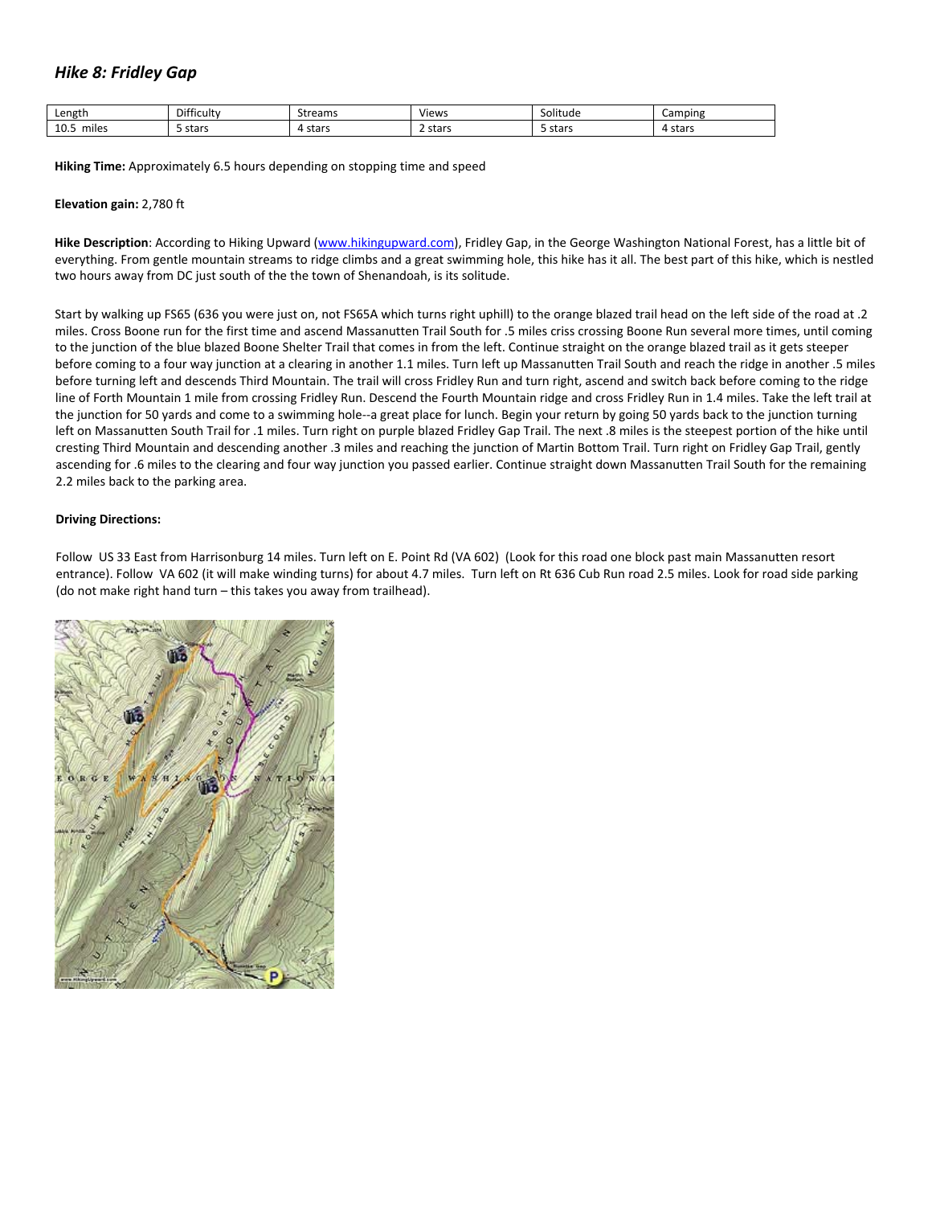## *Hike 8: Fridley Gap*

| Length | Difficulty | Streams | Views | Solitude | Camping |
|---|---|---|---|---|---|
| 10.5 miles | 5 stars | 4 stars | 2 stars | 5 stars | 4 stars |

**Hiking Time:** Approximately 6.5 hours depending on stopping time and speed

**Elevation gain:** 2,780 ft

**Hike Description**: According to Hiking Upward (www.hikingupward.com), Fridley Gap, in the George Washington National Forest, has a little bit of everything. From gentle mountain streams to ridge climbs and a great swimming hole, this hike has it all. The best part of this hike, which is nestled two hours away from DC just south of the the town of Shenandoah, is its solitude.

Start by walking up FS65 (636 you were just on, not FS65A which turns right uphill) to the orange blazed trail head on the left side of the road at .2 miles. Cross Boone run for the first time and ascend Massanutten Trail South for .5 miles criss crossing Boone Run several more times, until coming to the junction of the blue blazed Boone Shelter Trail that comes in from the left. Continue straight on the orange blazed trail as it gets steeper before coming to a four way junction at a clearing in another 1.1 miles. Turn left up Massanutten Trail South and reach the ridge in another .5 miles before turning left and descends Third Mountain. The trail will cross Fridley Run and turn right, ascend and switch back before coming to the ridge line of Forth Mountain 1 mile from crossing Fridley Run. Descend the Fourth Mountain ridge and cross Fridley Run in 1.4 miles. Take the left trail at the junction for 50 yards and come to a swimming hole--a great place for lunch. Begin your return by going 50 yards back to the junction turning left on Massanutten South Trail for .1 miles. Turn right on purple blazed Fridley Gap Trail. The next .8 miles is the steepest portion of the hike until cresting Third Mountain and descending another .3 miles and reaching the junction of Martin Bottom Trail. Turn right on Fridley Gap Trail, gently ascending for .6 miles to the clearing and four way junction you passed earlier. Continue straight down Massanutten Trail South for the remaining 2.2 miles back to the parking area.

**Driving Directions:**

Follow US 33 East from Harrisonburg 14 miles. Turn left on E. Point Rd (VA 602) (Look for this road one block past main Massanutten resort entrance). Follow VA 602 (it will make winding turns) for about 4.7 miles. Turn left on Rt 636 Cub Run road 2.5 miles. Look for road side parking (do not make right hand turn – this takes you away from trailhead).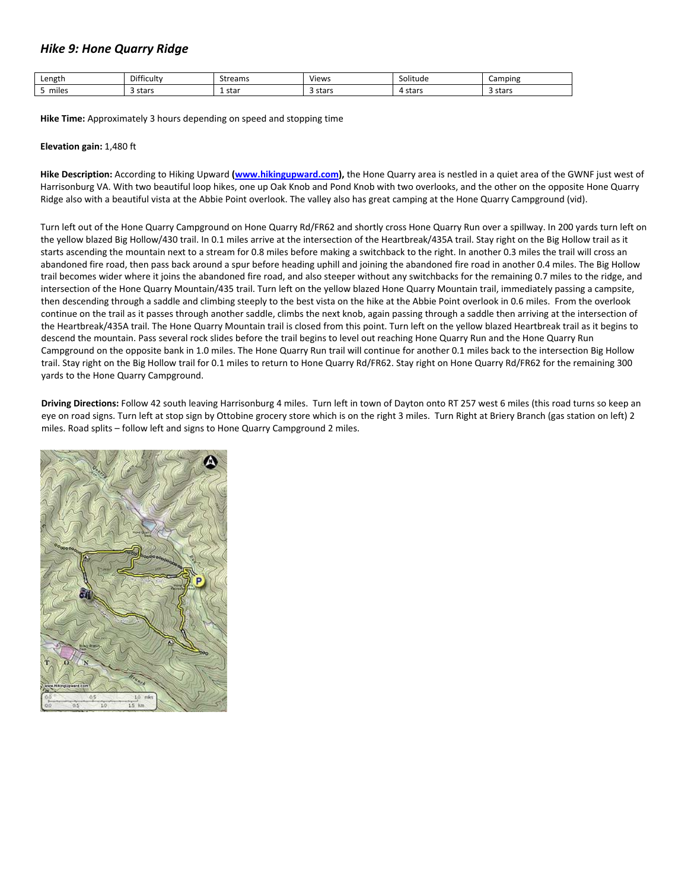## *Hike 9: Hone Quarry Ridge*

| Length | Difficulty | Streams | Views | Solitude | Camping |
|---|---|---|---|---|---|
| 5 miles | 3 stars | 1 star | 3 stars | 4 stars | 3 stars |

**Hike Time:** Approximately 3 hours depending on speed and stopping time

**Elevation gain:** 1,480 ft

**Hike Description:** According to Hiking Upward **(www.hikingupward.com),** the Hone Quarry area is nestled in a quiet area of the GWNF just west of Harrisonburg VA. With two beautiful loop hikes, one up Oak Knob and Pond Knob with two overlooks, and the other on the opposite Hone Quarry Ridge also with a beautiful vista at the Abbie Point overlook. The valley also has great camping at the Hone Quarry Campground (vid).

Turn left out of the Hone Quarry Campground on Hone Quarry Rd/FR62 and shortly cross Hone Quarry Run over a spillway. In 200 yards turn left on the yellow blazed Big Hollow/430 trail. In 0.1 miles arrive at the intersection of the Heartbreak/435A trail. Stay right on the Big Hollow trail as it starts ascending the mountain next to a stream for 0.8 miles before making a switchback to the right. In another 0.3 miles the trail will cross an abandoned fire road, then pass back around a spur before heading uphill and joining the abandoned fire road in another 0.4 miles. The Big Hollow trail becomes wider where it joins the abandoned fire road, and also steeper without any switchbacks for the remaining 0.7 miles to the ridge, and intersection of the Hone Quarry Mountain/435 trail. Turn left on the yellow blazed Hone Quarry Mountain trail, immediately passing a campsite, then descending through a saddle and climbing steeply to the best vista on the hike at the Abbie Point overlook in 0.6 miles. From the overlook continue on the trail as it passes through another saddle, climbs the next knob, again passing through a saddle then arriving at the intersection of the Heartbreak/435A trail. The Hone Quarry Mountain trail is closed from this point. Turn left on the yellow blazed Heartbreak trail as it begins to descend the mountain. Pass several rock slides before the trail begins to level out reaching Hone Quarry Run and the Hone Quarry Run Campground on the opposite bank in 1.0 miles. The Hone Quarry Run trail will continue for another 0.1 miles back to the intersection Big Hollow trail. Stay right on the Big Hollow trail for 0.1 miles to return to Hone Quarry Rd/FR62. Stay right on Hone Quarry Rd/FR62 for the remaining 300 yards to the Hone Quarry Campground.

**Driving Directions:** Follow 42 south leaving Harrisonburg 4 miles. Turn left in town of Dayton onto RT 257 west 6 miles (this road turns so keep an eye on road signs. Turn left at stop sign by Ottobine grocery store which is on the right 3 miles. Turn Right at Briery Branch (gas station on left) 2 miles. Road splits – follow left and signs to Hone Quarry Campground 2 miles.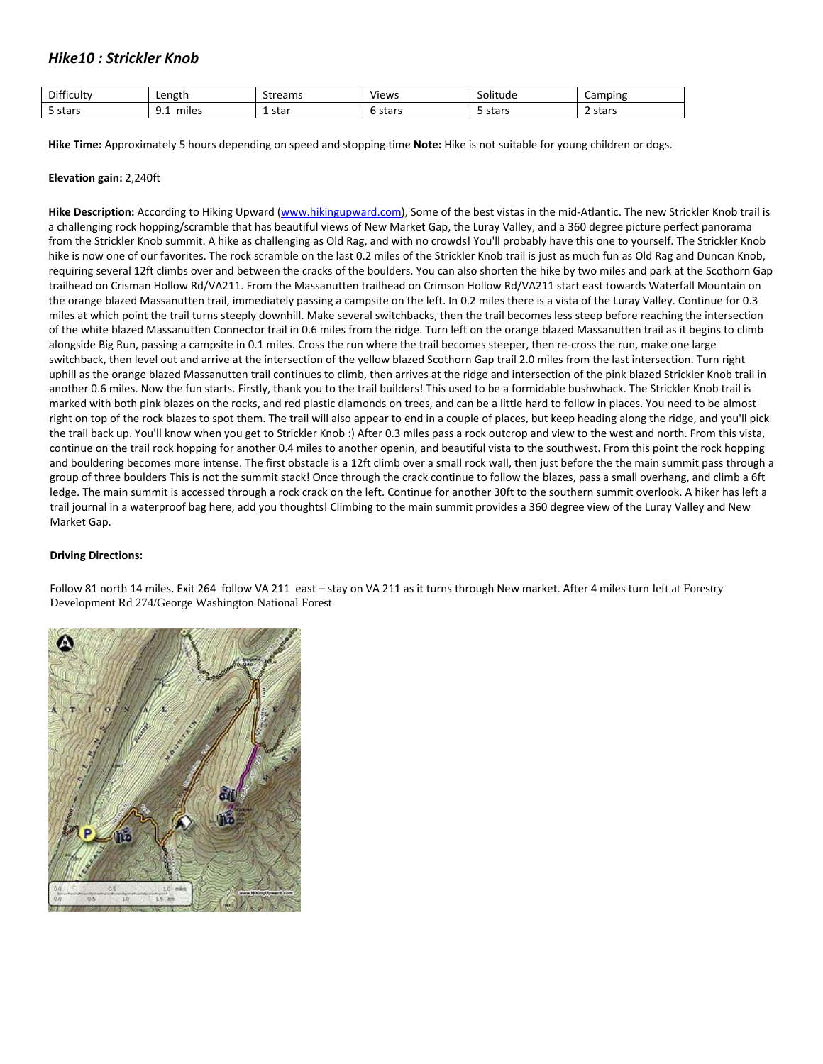## *Hike10 : Strickler Knob*

| Difficulty | Length | Streams | Views | Solitude | Camping |
|---|---|---|---|---|---|
| 5 stars | 9.1 miles | 1 star | 6 stars | 5 stars | 2 stars |

**Hike Time:** Approximately 5 hours depending on speed and stopping time **Note:** Hike is not suitable for young children or dogs.

**Elevation gain:** 2,240ft

**Hike Description:** According to Hiking Upward (www.hikingupward.com), Some of the best vistas in the mid-Atlantic. The new Strickler Knob trail is a challenging rock hopping/scramble that has beautiful views of New Market Gap, the Luray Valley, and a 360 degree picture perfect panorama from the Strickler Knob summit. A hike as challenging as Old Rag, and with no crowds! You'll probably have this one to yourself. The Strickler Knob hike is now one of our favorites. The rock scramble on the last 0.2 miles of the Strickler Knob trail is just as much fun as Old Rag and Duncan Knob, requiring several 12ft climbs over and between the cracks of the boulders. You can also shorten the hike by two miles and park at the Scothorn Gap trailhead on Crisman Hollow Rd/VA211 summit. From the Massanutten trailhead on Crimson Hollow Rd/VA211 start east towards Waterfall Mountain on the orange blazed Massanutten trail, immediately passing a campsite on the left. In 0.2 miles there is a vista of the Luray Valley. Continue for 0.3 miles at which point the trail turns steeply downhill. Make several switchbacks, then the trail becomes less steep before reaching the intersection of the white blazed Massanutten Connector trail in 0.6 miles from the ridge. Turn left on the orange blazed Massanutten trail as it begins to climb alongside Big Run, passing a campsite in 0.1 miles. Cross the run where the trail becomes steeper, then re-cross the run, make one large switchback, then level out and arrive at the intersection of the yellow blazed Scothorn Gap trail 2.0 miles from the last intersection. Turn right uphill as the orange blazed Massanutten trail continues to climb, then arrives at the ridge and intersection of the pink blazed Strickler Knob trail in another 0.6 miles. Now the fun starts. Firstly, thank you to the trail builders! This used to be a formidable bushwhack. The Strickler Knob trail is marked with both pink blazes on the rocks, and red plastic diamonds on trees, and can be a little hard to follow in places. You need to be almost right on top of the rock blazes to spot them. The trail will also appear to end in a couple of places, but keep heading along the ridge, and you'll pick the trail back up. You'll know when you get to Strickler Knob :) After 0.3 miles pass a rock outcrop and view to the west and north. From this vista, continue on the trail rock hopping for another 0.4 miles to another openin, and beautiful vista to the southwest. From this point the rock hopping and bouldering becomes more intense. The first obstacle is a 12ft climb over a small rock wall, then just before the the main summit pass through a group of three boulders This is not the summit stack! Once through the crack continue to follow the blazes, pass a small overhang, and climb a 6ft ledge. The main summit is accessed through a rock crack on the left. Continue for another 30ft to the southern summit overlook. A hiker has left a trail journal in a waterproof bag here, add you thoughts! Climbing to the main summit provides a 360 degree view of the Luray Valley and New Market Gap.

**Driving Directions:**

Follow 81 north 14 miles. Exit 264 follow VA 211 east – stay on VA 211 as it turns through New market. After 4 miles turn left at Forestry Development Rd 274/George Washington National Forest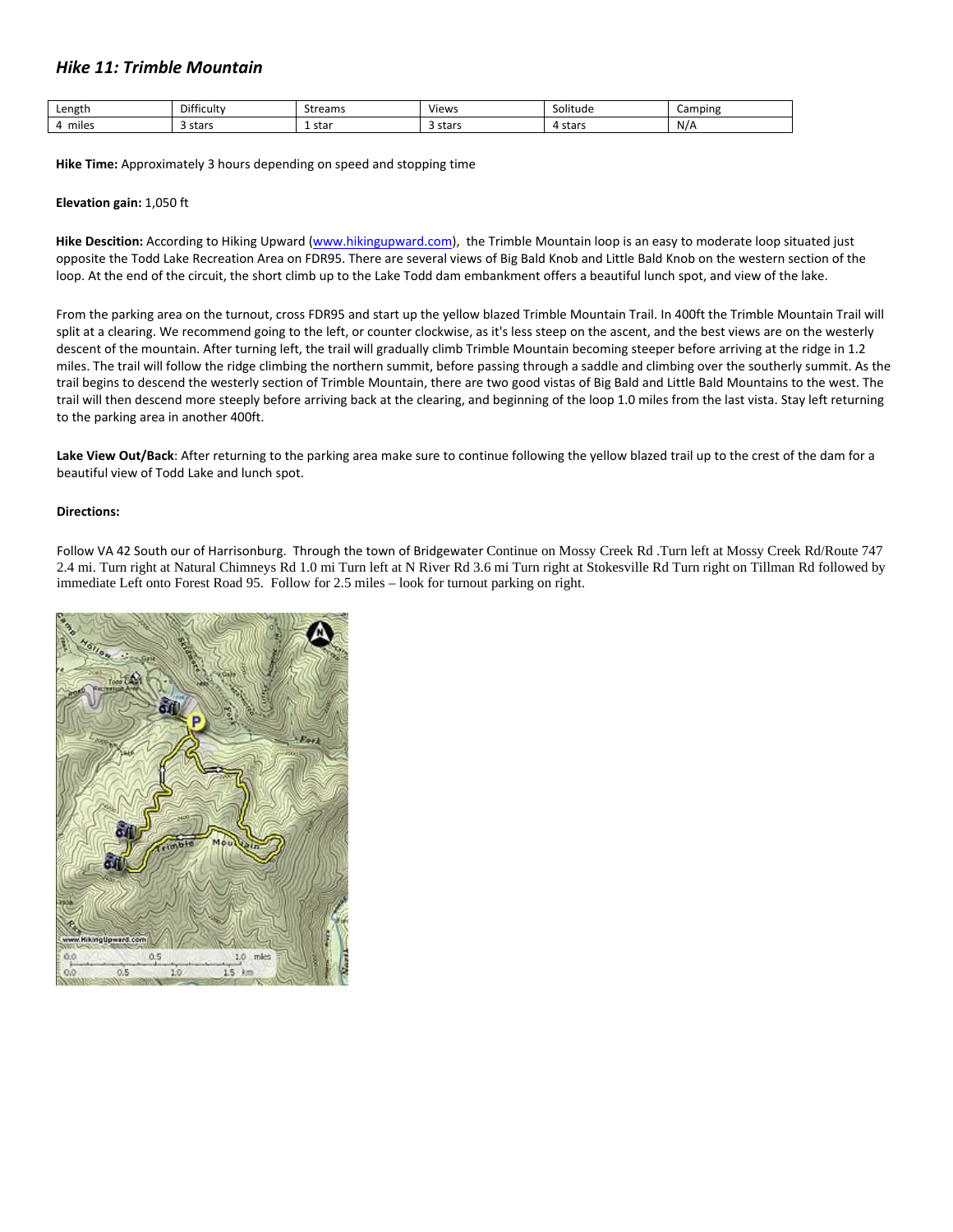### *Hike 11: Trimble Mountain*

| Length | Difficulty | Streams | Views | Solitude | Camping |
|---|---|---|---|---|---|
| 4 miles | 3 stars | 1 star | 3 stars | 4 stars | N/A |

**Hike Time:** Approximately 3 hours depending on speed and stopping time

**Elevation gain:** 1,050 ft

**Hike Descition:** According to Hiking Upward (www.hikingupward.com), the Trimble Mountain loop is an easy to moderate loop situated just opposite the Todd Lake Recreation Area on FDR95. There are several views of Big Bald Knob and Little Bald Knob on the western section of the loop. At the end of the circuit, the short climb up to the Lake Todd dam embankment offers a beautiful lunch spot, and view of the lake.

From the parking area on the turnout, cross FDR95 and start up the yellow blazed Trimble Mountain Trail. In 400ft the Trimble Mountain Trail will split at a clearing. We recommend going to the left, or counter clockwise, as it's less steep on the ascent, and the best views are on the westerly descent of the mountain. After turning left, the trail will gradually climb Trimble Mountain becoming steeper before arriving at the ridge in 1.2 miles. The trail will follow the ridge climbing the northern summit, before passing through a saddle and climbing over the southerly summit. As the trail begins to descend the westerly section of Trimble Mountain, there are two good vistas of Big Bald and Little Bald Mountains to the west. The trail will then descend more steeply before arriving back at the clearing, and beginning of the loop 1.0 miles from the last vista. Stay left returning to the parking area in another 400ft.

**Lake View Out/Back**: After returning to the parking area make sure to continue following the yellow blazed trail up to the crest of the dam for a beautiful view of Todd Lake and lunch spot.

**Directions:**

Follow VA 42 South our of Harrisonburg. Through the town of Bridgewater Continue on Mossy Creek Rd .Turn left at Mossy Creek Rd/Route 747 2.4 mi. Turn right at Natural Chimneys Rd 1.0 mi Turn left at N River Rd 3.6 mi Turn right at Stokesville Rd Turn right on Tillman Rd followed by immediate Left onto Forest Road 95. Follow for 2.5 miles – look for turnout parking on right.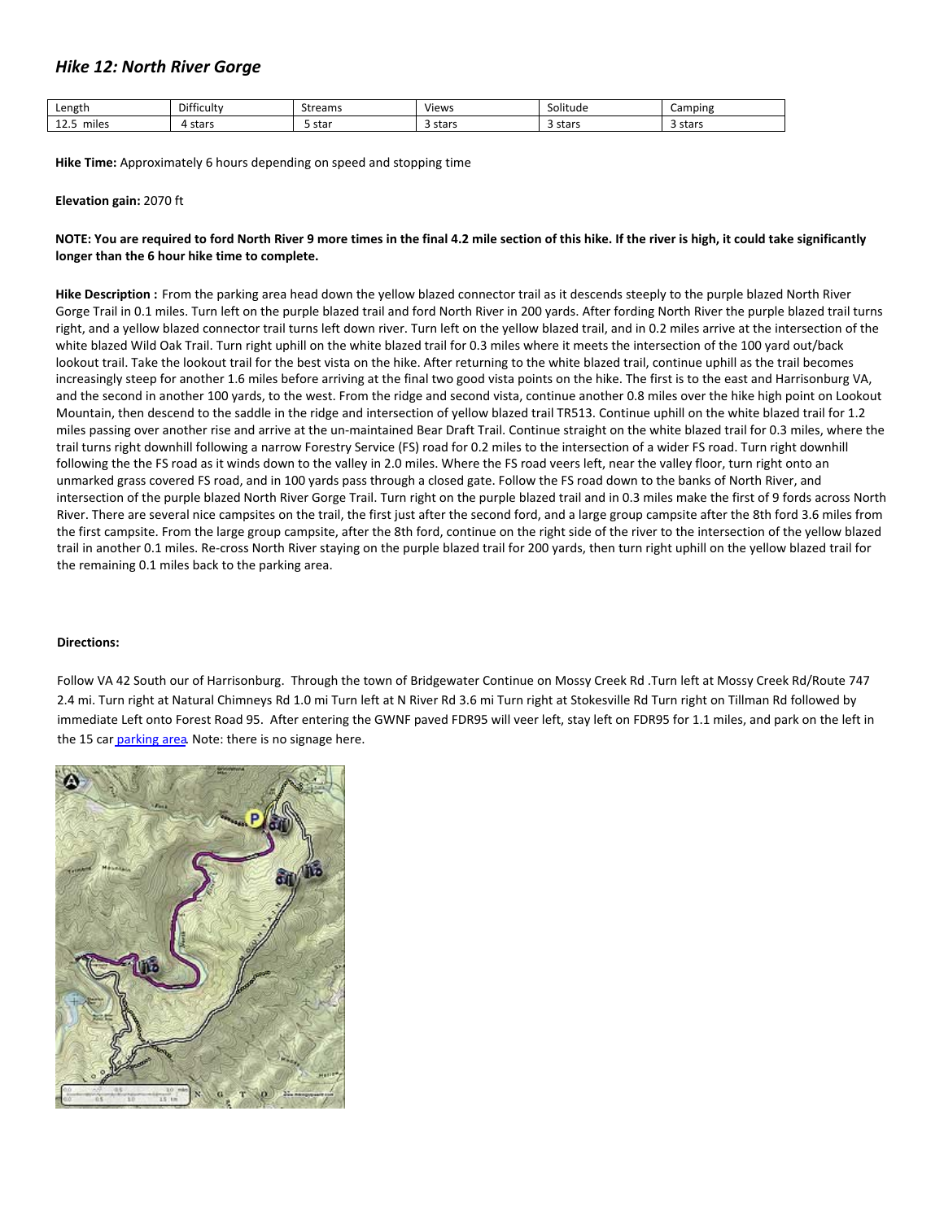### *Hike 12: North River Gorge*

| Length | Difficulty | Streams | Views | Solitude | Camping |
|---|---|---|---|---|---|
| 12.5 miles | 4 stars | 5 star | 3 stars | 3 stars | 3 stars |

**Hike Time:** Approximately 6 hours depending on speed and stopping time

**Elevation gain:** 2070 ft

**NOTE: You are required to ford North River 9 more times in the final 4.2 mile section of this hike. If the river is high, it could take significantly longer than the 6 hour hike time to complete.**

**Hike Description :** From the parking area head down the yellow blazed connector trail as it descends steeply to the purple blazed North River Gorge Trail in 0.1 miles. Turn left on the purple blazed trail and ford North River in 200 yards. After fording North River the purple blazed trail turns right, and a yellow blazed connector trail turns left down river. Turn left on the yellow blazed trail, and in 0.2 miles arrive at the intersection of the white blazed Wild Oak Trail. Turn right uphill on the white blazed trail for 0.3 miles where it meets the intersection of the 100 yard out/back lookout trail. Take the lookout trail for the best vista on the hike. After returning to the white blazed trail, continue uphill as the trail becomes increasingly steep for another 1.6 miles before arriving at the final two good vista points on the hike. The first is to the east and Harrisonburg VA, and the second in another 100 yards, to the west. From the ridge and second vista, continue another 0.8 miles over the hike high point on Lookout Mountain, then descend to the saddle in the ridge and intersection of yellow blazed trail TR513. Continue uphill on the white blazed trail for 1.2 miles passing over another rise and arrive at the un-maintained Bear Draft Trail. Continue straight on the white blazed trail for 0.3 miles, where the trail turns right downhill following a narrow Forestry Service (FS) road for 0.2 miles to the intersection of a wider FS road. Turn right downhill following the the FS road as it winds down to the valley in 2.0 miles. Where the FS road veers left, near the valley floor, turn right onto an unmarked grass covered FS road, and in 100 yards pass through a closed gate. Follow the FS road down to the banks of North River, and intersection of the purple blazed North River Gorge Trail. Turn right on the purple blazed trail and in 0.3 miles make the first of 9 fords across North River. There are several nice campsites on the trail, the first just after the second ford, and a large group campsite after the 8th ford 3.6 miles from the first campsite. From the large group campsite, after the 8th ford, continue on the right side of the river to the intersection of the yellow blazed trail in another 0.1 miles. Re-cross North River staying on the purple blazed trail for 200 yards, then turn right uphill on the yellow blazed trail for the remaining 0.1 miles back to the parking area.

**Directions:**

Follow VA 42 South our of Harrisonburg. Through the town of Bridgewater Continue on Mossy Creek Rd .Turn left at Mossy Creek Rd/Route 747 2.4 mi. Turn right at Natural Chimneys Rd 1.0 mi Turn left at N River Rd 3.6 mi Turn right at Stokesville Rd Turn right on Tillman Rd followed by immediate Left onto Forest Road 95. After entering the GWNF paved FDR95 will veer left, stay left on FDR95 for 1.1 miles, and park on the left in the 15 car parking area. Note: there is no signage here.